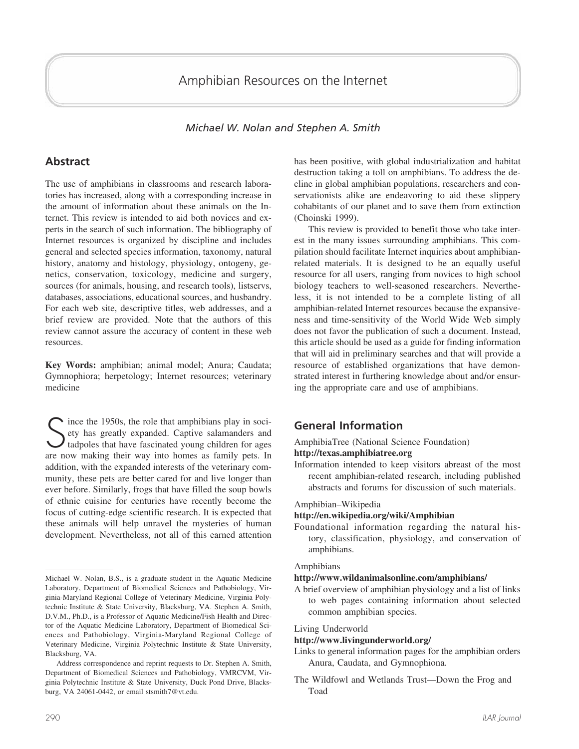# Amphibian Resources on the Internet

*Michael W. Nolan and Stephen A. Smith*

## Abstract

The use of amphibians in classrooms and research laboratories has increased, along with a corresponding increase in the amount of information about these animals on the Internet. This review is intended to aid both novices and experts in the search of such information. The bibliography of Internet resources is organized by discipline and includes general and selected species information, taxonomy, natural history, anatomy and histology, physiology, ontogeny, genetics, conservation, toxicology, medicine and surgery, sources (for animals, housing, and research tools), listservs, databases, associations, educational sources, and husbandry. For each web site, descriptive titles, web addresses, and a brief review are provided. Note that the authors of this review cannot assure the accuracy of content in these web resources.

**Key Words:** amphibian; animal model; Anura; Caudata; Gymnophiora; herpetology; Internet resources; veterinary medicine

Since the 1950s, the role that amphibians play in society has greatly expanded. Captive salamanders and tadpoles that have fascinated young children for ages are now making their way into homes as family pets. In addition, with the expanded interests of the veterinary community, these pets are better cared for and live longer than ever before. Similarly, frogs that have filled the soup bowls of ethnic cuisine for centuries have recently become the focus of cutting-edge scientific research. It is expected that these animals will help unravel the mysteries of human development. Nevertheless, not all of this earned attention has been positive, with global industrialization and habitat destruction taking a toll on amphibians. To address the decline in global amphibian populations, researchers and conservationists alike are endeavoring to aid these slippery cohabitants of our planet and to save them from extinction (Choinski 1999).

This review is provided to benefit those who take interest in the many issues surrounding amphibians. This compilation should facilitate Internet inquiries about amphibian-related materials. It is designed to be an equally useful resource for all users, ranging from novices to high school biology teachers to well-seasoned researchers. Nevertheless, it is not intended to be a complete listing of all amphibian-related Internet resources because the expansiveness and time-sensitivity of the World Wide Web simply does not favor the publication of such a document. Instead, this article should be used as a guide for finding information that will aid in preliminary searches and that will provide a resource of established organizations that have demonstrated interest in furthering knowledge about and/or ensuring the appropriate care and use of amphibians.

Michael W. Nolan, B.S., is a graduate student in the Aquatic Medicine Laboratory, Department of Biomedical Sciences and Pathobiology, Virginia-Maryland Regional College of Veterinary Medicine, Virginia Polytechnic Institute & State University, Blacksburg, VA. Stephen A. Smith, D.V.M., Ph.D., is a Professor of Aquatic Medicine/Fish Health and Director of the Aquatic Medicine Laboratory, Department of Biomedical Sciences and Pathobiology, Virginia-Maryland Regional College of Veterinary Medicine, Virginia Polytechnic Institute & State University, Blacksburg, VA.

Address correspondence and reprint requests to Dr. Stephen A. Smith, Department of Biomedical Sciences and Pathobiology, VMRCVM, Virginia Polytechnic Institute & State University, Duck Pond Drive, Blacksburg, VA 24061-0442, or email stsmith7@vt.edu.

## General Information

AmphibiaTree (National Science Foundation)
**http://texas.amphibiatree.org**
Information intended to keep visitors abreast of the most recent amphibian-related research, including published abstracts and forums for discussion of such materials.

Amphibian–Wikipedia
**http://en.wikipedia.org/wiki/Amphibian**
Foundational information regarding the natural history, classification, physiology, and conservation of amphibians.

Amphibians
**http://www.wildanimalsonline.com/amphibians/**
A brief overview of amphibian physiology and a list of links to web pages containing information about selected common amphibian species.

Living Underworld
**http://www.livingunderworld.org/**
Links to general information pages for the amphibian orders Anura, Caudata, and Gymnophiona.

The Wildfowl and Wetlands Trust—Down the Frog and Toad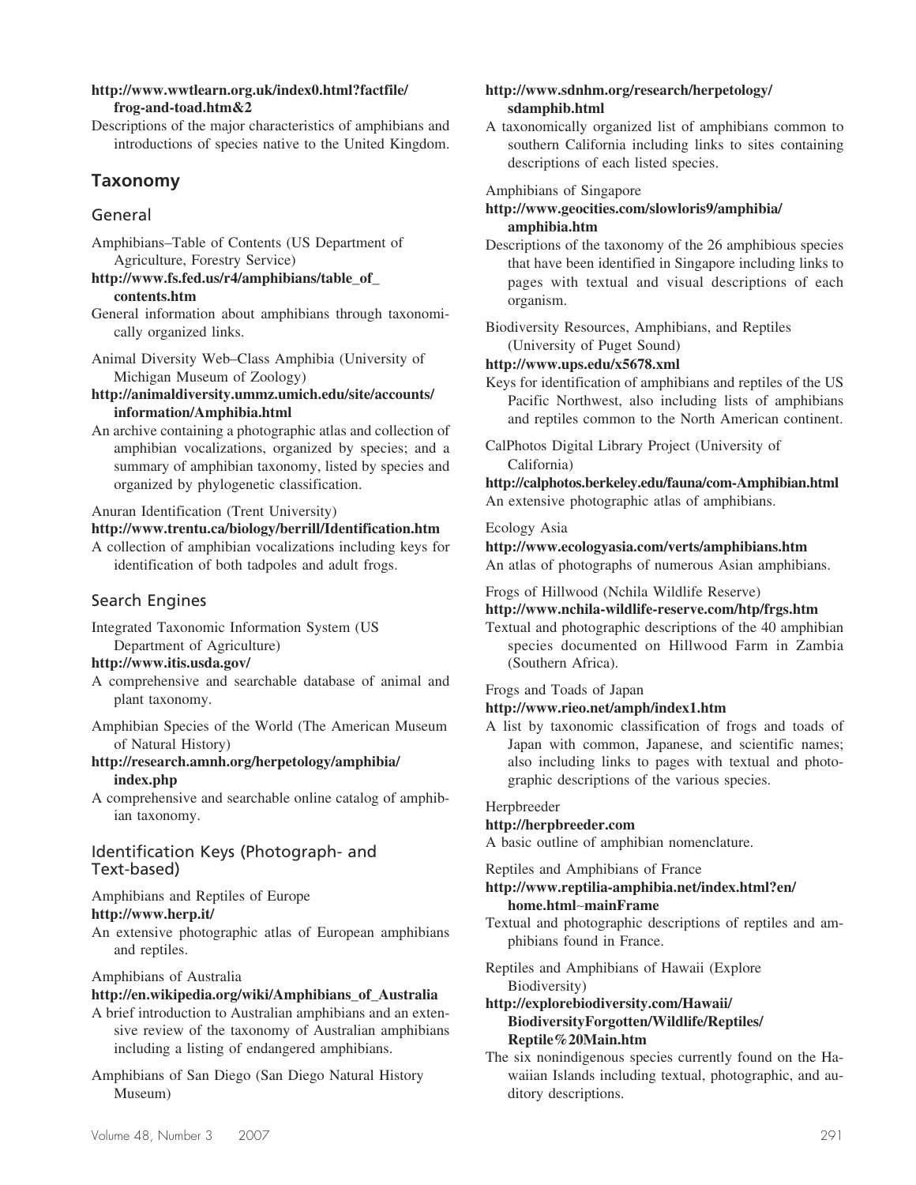**http://www.wwtlearn.org.uk/index0.html?factfile/frog-and-toad.htm&2**

Descriptions of the major characteristics of amphibians and introductions of species native to the United Kingdom.

## Taxonomy

### General

Amphibians–Table of Contents (US Department of Agriculture, Forestry Service)

**http://www.fs.fed.us/r4/amphibians/table_of_contents.htm**

General information about amphibians through taxonomically organized links.

Animal Diversity Web–Class Amphibia (University of Michigan Museum of Zoology)

**http://animaldiversity.ummz.umich.edu/site/accounts/information/Amphibia.html**

An archive containing a photographic atlas and collection of amphibian vocalizations, organized by species; and a summary of amphibian taxonomy, listed by species and organized by phylogenetic classification.

Anuran Identification (Trent University)

**http://www.trentu.ca/biology/berrill/Identification.htm**

A collection of amphibian vocalizations including keys for identification of both tadpoles and adult frogs.

### Search Engines

Integrated Taxonomic Information System (US Department of Agriculture)

**http://www.itis.usda.gov/**

A comprehensive and searchable database of animal and plant taxonomy.

Amphibian Species of the World (The American Museum of Natural History)

**http://research.amnh.org/herpetology/amphibia/index.php**

A comprehensive and searchable online catalog of amphibian taxonomy.

### Identification Keys (Photograph- and Text-based)

Amphibians and Reptiles of Europe

**http://www.herp.it/**

An extensive photographic atlas of European amphibians and reptiles.

Amphibians of Australia

**http://en.wikipedia.org/wiki/Amphibians_of_Australia**

A brief introduction to Australian amphibians and an extensive review of the taxonomy of Australian amphibians including a listing of endangered amphibians.

Amphibians of San Diego (San Diego Natural History Museum)

**http://www.sdnhm.org/research/herpetology/sdamphib.html**

A taxonomically organized list of amphibians common to southern California including links to sites containing descriptions of each listed species.

Amphibians of Singapore

**http://www.geocities.com/slowloris9/amphibia/amphibia.htm**

Descriptions of the taxonomy of the 26 amphibious species that have been identified in Singapore including links to pages with textual and visual descriptions of each organism.

Biodiversity Resources, Amphibians, and Reptiles (University of Puget Sound)

**http://www.ups.edu/x5678.xml**

Keys for identification of amphibians and reptiles of the US Pacific Northwest, also including lists of amphibians and reptiles common to the North American continent.

CalPhotos Digital Library Project (University of California)

**http://calphotos.berkeley.edu/fauna/com-Amphibian.html**

An extensive photographic atlas of amphibians.

Ecology Asia

**http://www.ecologyasia.com/verts/amphibians.htm**

An atlas of photographs of numerous Asian amphibians.

Frogs of Hillwood (Nchila Wildlife Reserve)

**http://www.nchila-wildlife-reserve.com/htp/frgs.htm**

Textual and photographic descriptions of the 40 amphibian species documented on Hillwood Farm in Zambia (Southern Africa).

Frogs and Toads of Japan

**http://www.rieo.net/amph/index1.htm**

A list by taxonomic classification of frogs and toads of Japan with common, Japanese, and scientific names; also including links to pages with textual and photographic descriptions of the various species.

Herpbreeder

**http://herpbreeder.com**

A basic outline of amphibian nomenclature.

Reptiles and Amphibians of France

**http://www.reptilia-amphibia.net/index.html?en/home.html~mainFrame**

Textual and photographic descriptions of reptiles and amphibians found in France.

Reptiles and Amphibians of Hawaii (Explore Biodiversity)

**http://explorebiodiversity.com/Hawaii/BiodiversityForgotten/Wildlife/Reptiles/Reptile%20Main.htm**

The six nonindigenous species currently found on the Hawaiian Islands including textual, photographic, and auditory descriptions.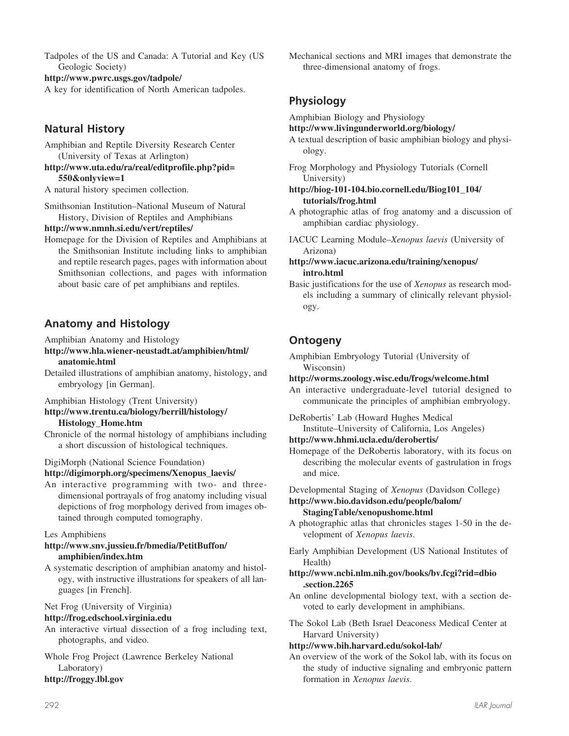Tadpoles of the US and Canada: A Tutorial and Key (US Geologic Society)
**http://www.pwrc.usgs.gov/tadpole/**
A key for identification of North American tadpoles.

## Natural History

Amphibian and Reptile Diversity Research Center (University of Texas at Arlington)
**http://www.uta.edu/ra/real/editprofile.php?pid=550&onlyview=1**
A natural history specimen collection.

Smithsonian Institution–National Museum of Natural History, Division of Reptiles and Amphibians
**http://www.nmnh.si.edu/vert/reptiles/**
Homepage for the Division of Reptiles and Amphibians at the Smithsonian Institute including links to amphibian and reptile research pages, pages with information about Smithsonian collections, and pages with information about basic care of pet amphibians and reptiles.

## Anatomy and Histology

Amphibian Anatomy and Histology
**http://www.hla.wiener-neustadt.at/amphibien/html/anatomie.html**
Detailed illustrations of amphibian anatomy, histology, and embryology [in German].

Amphibian Histology (Trent University)
**http://www.trentu.ca/biology/berrill/histology/Histology_Home.htm**
Chronicle of the normal histology of amphibians including a short discussion of histological techniques.

DigiMorph (National Science Foundation)
**http://digimorph.org/specimens/Xenopus_laevis/**
An interactive programming with two- and three-dimensional portrayals of frog anatomy including visual depictions of frog morphology derived from images obtained through computed tomography.

Les Amphibiens
**http://www.snv.jussieu.fr/bmedia/PetitBuffon/amphibien/index.htm**
A systematic description of amphibian anatomy and histology, with instructive illustrations for speakers of all languages [in French].

Net Frog (University of Virginia)
**http://frog.edschool.virginia.edu**
An interactive virtual dissection of a frog including text, photographs, and video.

Whole Frog Project (Lawrence Berkeley National Laboratory)
**http://froggy.lbl.gov**
Mechanical sections and MRI images that demonstrate the three-dimensional anatomy of frogs.

## Physiology

Amphibian Biology and Physiology
**http://www.livingunderworld.org/biology/**
A textual description of basic amphibian biology and physiology.

Frog Morphology and Physiology Tutorials (Cornell University)
**http://biog-101-104.bio.cornell.edu/Biog101_104/tutorials/frog.html**
A photographic atlas of frog anatomy and a discussion of amphibian cardiac physiology.

IACUC Learning Module–*Xenopus laevis* (University of Arizona)
**http://www.iacuc.arizona.edu/training/xenopus/intro.html**
Basic justifications for the use of *Xenopus* as research models including a summary of clinically relevant physiology.

## Ontogeny

Amphibian Embryology Tutorial (University of Wisconsin)
**http://worms.zoology.wisc.edu/frogs/welcome.html**
An interactive undergraduate-level tutorial designed to communicate the principles of amphibian embryology.

DeRobertis' Lab (Howard Hughes Medical Institute–University of California, Los Angeles)
**http://www.hhmi.ucla.edu/derobertis/**
Homepage of the DeRobertis laboratory, with its focus on describing the molecular events of gastrulation in frogs and mice.

Developmental Staging of *Xenopus* (Davidson College)
**http://www.bio.davidson.edu/people/balom/StagingTable/xenopushome.html**
A photographic atlas that chronicles stages 1-50 in the development of *Xenopus laevis*.

Early Amphibian Development (US National Institutes of Health)
**http://www.ncbi.nlm.nih.gov/books/bv.fcgi?rid=dbio.section.2265**
An online developmental biology text, with a section devoted to early development in amphibians.

The Sokol Lab (Beth Israel Deaconess Medical Center at Harvard University)
**http://www.bih.harvard.edu/sokol-lab/**
An overview of the work of the Sokol lab, with its focus on the study of inductive signaling and embryonic pattern formation in *Xenopus laevis*.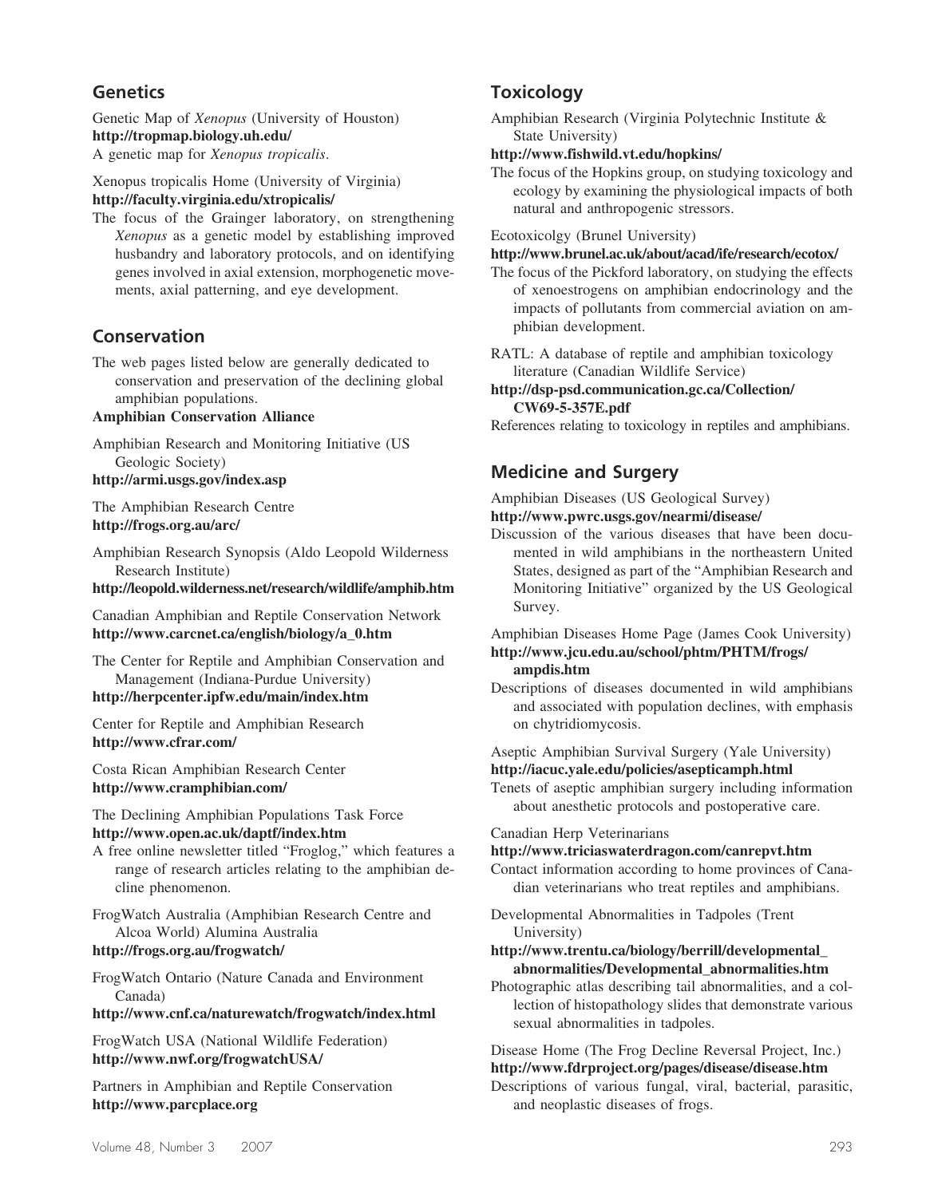## Genetics

Genetic Map of *Xenopus* (University of Houston)
**http://tropmap.biology.uh.edu/**
A genetic map for *Xenopus tropicalis*.

Xenopus tropicalis Home (University of Virginia)
**http://faculty.virginia.edu/xtropicalis/**
The focus of the Grainger laboratory, on strengthening *Xenopus* as a genetic model by establishing improved husbandry and laboratory protocols, and on identifying genes involved in axial extension, morphogenetic movements, axial patterning, and eye development.

## Conservation

The web pages listed below are generally dedicated to conservation and preservation of the declining global amphibian populations.
**Amphibian Conservation Alliance**

Amphibian Research and Monitoring Initiative (US Geologic Society)
**http://armi.usgs.gov/index.asp**

The Amphibian Research Centre
**http://frogs.org.au/arc/**

Amphibian Research Synopsis (Aldo Leopold Wilderness Research Institute)
**http://leopold.wilderness.net/research/wildlife/amphib.htm**

Canadian Amphibian and Reptile Conservation Network
**http://www.carcnet.ca/english/biology/a_0.htm**

The Center for Reptile and Amphibian Conservation and Management (Indiana-Purdue University)
**http://herpcenter.ipfw.edu/main/index.htm**

Center for Reptile and Amphibian Research
**http://www.cfrar.com/**

Costa Rican Amphibian Research Center
**http://www.cramphibian.com/**

The Declining Amphibian Populations Task Force
**http://www.open.ac.uk/daptf/index.htm**
A free online newsletter titled "Froglog," which features a range of research articles relating to the amphibian decline phenomenon.

FrogWatch Australia (Amphibian Research Centre and Alcoa World) Alumina Australia
**http://frogs.org.au/frogwatch/**

FrogWatch Ontario (Nature Canada and Environment Canada)
**http://www.cnf.ca/naturewatch/frogwatch/index.html**

FrogWatch USA (National Wildlife Federation)
**http://www.nwf.org/frogwatchUSA/**

Partners in Amphibian and Reptile Conservation
**http://www.parcplace.org**

## Toxicology

Amphibian Research (Virginia Polytechnic Institute & State University)
**http://www.fishwild.vt.edu/hopkins/**
The focus of the Hopkins group, on studying toxicology and ecology by examining the physiological impacts of both natural and anthropogenic stressors.

Ecotoxicolgy (Brunel University)
**http://www.brunel.ac.uk/about/acad/ife/research/ecotox/**
The focus of the Pickford laboratory, on studying the effects of xenoestrogens on amphibian endocrinology and the impacts of pollutants from commercial aviation on amphibian development.

RATL: A database of reptile and amphibian toxicology literature (Canadian Wildlife Service)
**http://dsp-psd.communication.gc.ca/Collection/CW69-5-357E.pdf**
References relating to toxicology in reptiles and amphibians.

## Medicine and Surgery

Amphibian Diseases (US Geological Survey)
**http://www.pwrc.usgs.gov/nearmi/disease/**
Discussion of the various diseases that have been documented in wild amphibians in the northeastern United States, designed as part of the "Amphibian Research and Monitoring Initiative" organized by the US Geological Survey.

Amphibian Diseases Home Page (James Cook University)
**http://www.jcu.edu.au/school/phtm/PHTM/frogs/ampdis.htm**
Descriptions of diseases documented in wild amphibians and associated with population declines, with emphasis on chytridiomycosis.

Aseptic Amphibian Survival Surgery (Yale University)
**http://iacuc.yale.edu/policies/asepticamph.html**
Tenets of aseptic amphibian surgery including information about anesthetic protocols and postoperative care.

Canadian Herp Veterinarians
**http://www.triciaswaterdragon.com/canrepvt.htm**
Contact information according to home provinces of Canadian veterinarians who treat reptiles and amphibians.

Developmental Abnormalities in Tadpoles (Trent University)
**http://www.trentu.ca/biology/berrill/developmental_abnormalities/Developmental_abnormalities.htm**
Photographic atlas describing tail abnormalities, and a collection of histopathology slides that demonstrate various sexual abnormalities in tadpoles.

Disease Home (The Frog Decline Reversal Project, Inc.)
**http://www.fdrproject.org/pages/disease/disease.htm**
Descriptions of various fungal, viral, bacterial, parasitic, and neoplastic diseases of frogs.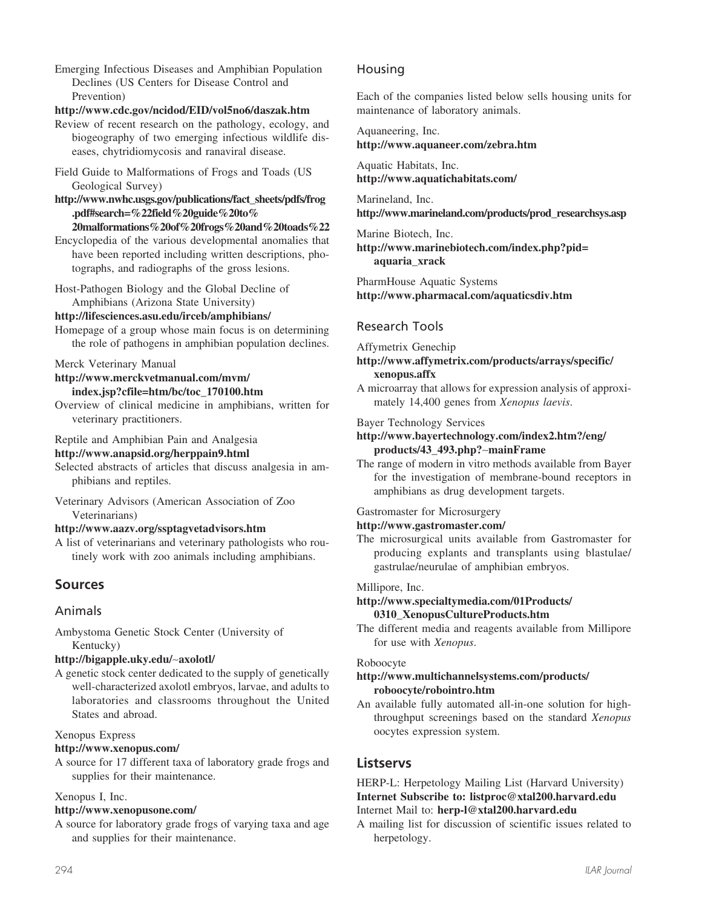Emerging Infectious Diseases and Amphibian Population Declines (US Centers for Disease Control and Prevention)

**http://www.cdc.gov/ncidod/EID/vol5no6/daszak.htm**

Review of recent research on the pathology, ecology, and biogeography of two emerging infectious wildlife diseases, chytridiomycosis and ranaviral disease.

Field Guide to Malformations of Frogs and Toads (US Geological Survey)

**http://www.nwhc.usgs.gov/publications/fact_sheets/pdfs/frog.pdf#search=%22field%20guide%20to%20malformations%20of%20frogs%20and%20toads%22**

Encyclopedia of the various developmental anomalies that have been reported including written descriptions, photographs, and radiographs of the gross lesions.

Host-Pathogen Biology and the Global Decline of Amphibians (Arizona State University)

**http://lifesciences.asu.edu/irceb/amphibians/**

Homepage of a group whose main focus is on determining the role of pathogens in amphibian population declines.

Merck Veterinary Manual

**http://www.merckvetmanual.com/mvm/index.jsp?cfile=htm/bc/toc_170100.htm**

Overview of clinical medicine in amphibians, written for veterinary practitioners.

Reptile and Amphibian Pain and Analgesia

**http://www.anapsid.org/herppain9.html**

Selected abstracts of articles that discuss analgesia in amphibians and reptiles.

Veterinary Advisors (American Association of Zoo Veterinarians)

**http://www.aazv.org/ssptagvetadvisors.htm**

A list of veterinarians and veterinary pathologists who routinely work with zoo animals including amphibians.

## Sources

### Animals

Ambystoma Genetic Stock Center (University of Kentucky)

**http://bigapple.uky.edu/~axolotl/**

A genetic stock center dedicated to the supply of genetically well-characterized axolotl embryos, larvae, and adults to laboratories and classrooms throughout the United States and abroad.

Xenopus Express

**http://www.xenopus.com/**

A source for 17 different taxa of laboratory grade frogs and supplies for their maintenance.

Xenopus I, Inc.

**http://www.xenopusone.com/**

A source for laboratory grade frogs of varying taxa and age and supplies for their maintenance.

### Housing

Each of the companies listed below sells housing units for maintenance of laboratory animals.

Aquaneering, Inc.

**http://www.aquaneer.com/zebra.htm**

Aquatic Habitats, Inc.

**http://www.aquatichabitats.com/**

Marineland, Inc.

**http://www.marineland.com/products/prod_researchsys.asp**

Marine Biotech, Inc.

**http://www.marinebiotech.com/index.php?pid=aquaria_xrack**

PharmHouse Aquatic Systems

**http://www.pharmacal.com/aquaticsdiv.htm**

### Research Tools

Affymetrix Genechip

**http://www.affymetrix.com/products/arrays/specific/xenopus.affx**

A microarray that allows for expression analysis of approximately 14,400 genes from *Xenopus laevis*.

Bayer Technology Services

**http://www.bayertechnology.com/index2.htm?/eng/products/43_493.php?~mainFrame**

The range of modern in vitro methods available from Bayer for the investigation of membrane-bound receptors in amphibians as drug development targets.

Gastromaster for Microsurgery

**http://www.gastromaster.com/**

The microsurgical units available from Gastromaster for producing explants and transplants using blastulae/gastrulae/neurulae of amphibian embryos.

Millipore, Inc.

**http://www.specialtymedia.com/01Products/0310_XenopusCultureProducts.htm**

The different media and reagents available from Millipore for use with *Xenopus*.

Roboocyte

**http://www.multichannelsystems.com/products/roboocyte/robointro.htm**

An available fully automated all-in-one solution for high-throughput screenings based on the standard *Xenopus* oocytes expression system.

## Listservs

HERP-L: Herpetology Mailing List (Harvard University)

**Internet Subscribe to: listproc@xtal200.harvard.edu**

Internet Mail to: **herp-l@xtal200.harvard.edu**

A mailing list for discussion of scientific issues related to herpetology.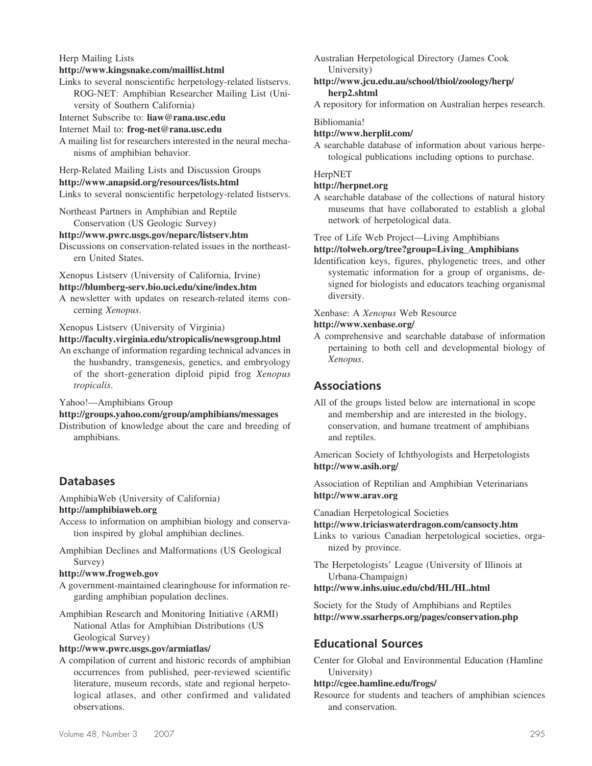Herp Mailing Lists

**http://www.kingsnake.com/maillist.html**

Links to several nonscientific herpetology-related listservs. ROG-NET: Amphibian Researcher Mailing List (University of Southern California)

Internet Subscribe to: **liaw@rana.usc.edu**

Internet Mail to: **frog-net@rana.usc.edu**

A mailing list for researchers interested in the neural mechanisms of amphibian behavior.

Herp-Related Mailing Lists and Discussion Groups

**http://www.anapsid.org/resources/lists.html**

Links to several nonscientific herpetology-related listservs.

Northeast Partners in Amphibian and Reptile Conservation (US Geologic Survey)

**http://www.pwrc.usgs.gov/neparc/listserv.htm**

Discussions on conservation-related issues in the northeastern United States.

Xenopus Listserv (University of California, Irvine)

**http://blumberg-serv.bio.uci.edu/xine/index.htm**

A newsletter with updates on research-related items concerning *Xenopus*.

Xenopus Listserv (University of Virginia)

**http://faculty.virginia.edu/xtropicalis/newsgroup.html**

An exchange of information regarding technical advances in the husbandry, transgenesis, genetics, and embryology of the short-generation diploid pipid frog *Xenopus tropicalis*.

Yahoo!—Amphibians Group

**http://groups.yahoo.com/group/amphibians/messages**

Distribution of knowledge about the care and breeding of amphibians.

## Databases

AmphibiaWeb (University of California)

**http://amphibiaweb.org**

Access to information on amphibian biology and conservation inspired by global amphibian declines.

Amphibian Declines and Malformations (US Geological Survey)

**http://www.frogweb.gov**

A government-maintained clearinghouse for information regarding amphibian population declines.

Amphibian Research and Monitoring Initiative (ARMI) National Atlas for Amphibian Distributions (US Geological Survey)

**http://www.pwrc.usgs.gov/armiatlas/**

A compilation of current and historic records of amphibian occurrences from published, peer-reviewed scientific literature, museum records, state and regional herpetological atlases, and other confirmed and validated observations.

Australian Herpetological Directory (James Cook University)

**http://www.jcu.edu.au/school/tbiol/zoology/herp/herp2.shtml**

A repository for information on Australian herpes research.

Bibliomania!

**http://www.herplit.com/**

A searchable database of information about various herpetological publications including options to purchase.

HerpNET

**http://herpnet.org**

A searchable database of the collections of natural history museums that have collaborated to establish a global network of herpetological data.

Tree of Life Web Project—Living Amphibians

**http://tolweb.org/tree?group=Living_Amphibians**

Identification keys, figures, phylogenetic trees, and other systematic information for a group of organisms, designed for biologists and educators teaching organismal diversity.

Xenbase: A *Xenopus* Web Resource

**http://www.xenbase.org/**

A comprehensive and searchable database of information pertaining to both cell and developmental biology of *Xenopus*.

## Associations

All of the groups listed below are international in scope and membership and are interested in the biology, conservation, and humane treatment of amphibians and reptiles.

American Society of Ichthyologists and Herpetologists

**http://www.asih.org/**

Association of Reptilian and Amphibian Veterinarians

**http://www.arav.org**

Canadian Herpetological Societies

**http://www.triciaswaterdragon.com/cansocty.htm**

Links to various Canadian herpetological societies, organized by province.

The Herpetologists' League (University of Illinois at Urbana-Champaign)

**http://www.inhs.uiuc.edu/cbd/HL/HL.html**

Society for the Study of Amphibians and Reptiles

**http://www.ssarherps.org/pages/conservation.php**

## Educational Sources

Center for Global and Environmental Education (Hamline University)

**http://cgee.hamline.edu/frogs/**

Resource for students and teachers of amphibian sciences and conservation.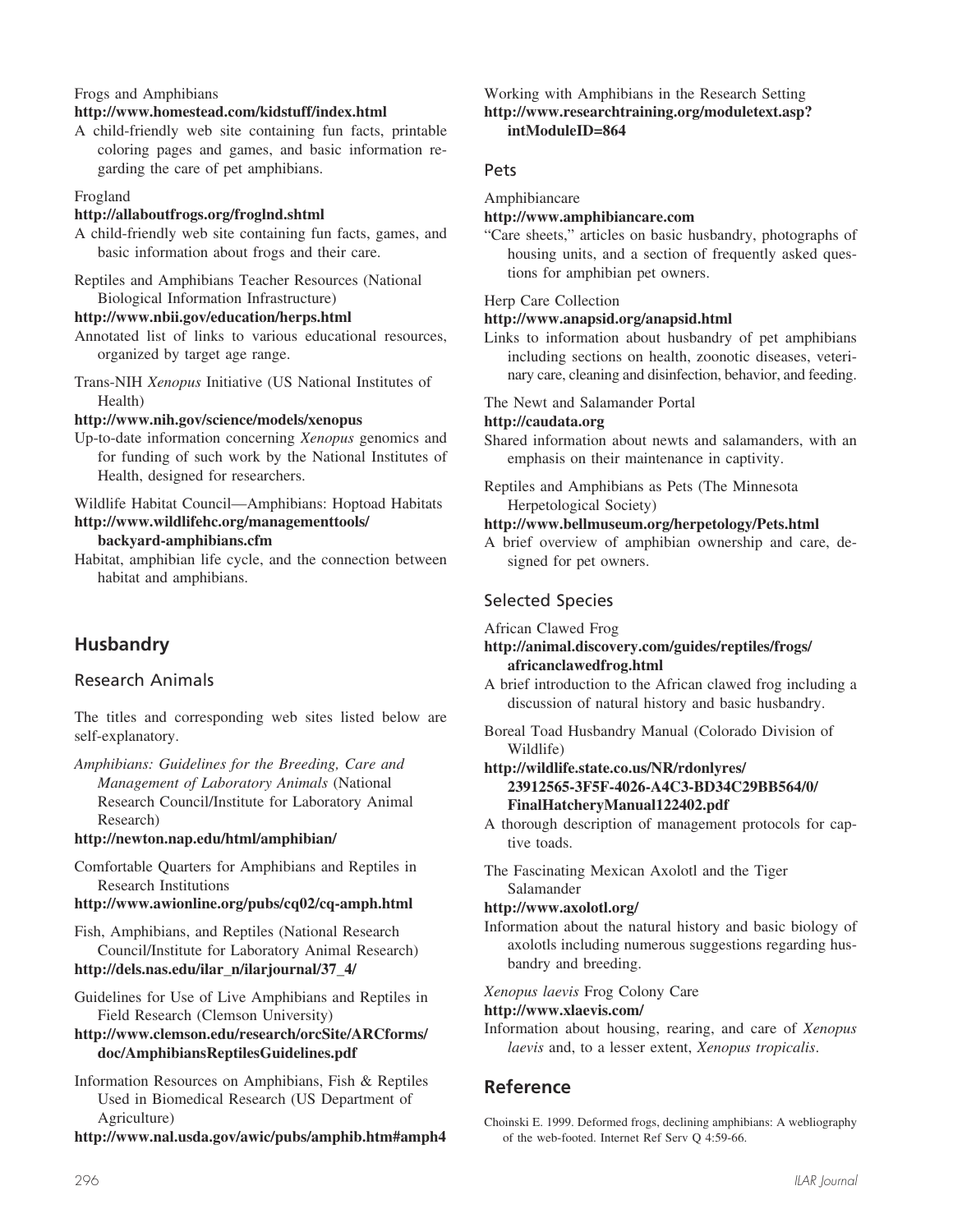Frogs and Amphibians

**http://www.homestead.com/kidstuff/index.html**

A child-friendly web site containing fun facts, printable coloring pages and games, and basic information regarding the care of pet amphibians.

Frogland

**http://allaboutfrogs.org/froglnd.shtml**

A child-friendly web site containing fun facts, games, and basic information about frogs and their care.

Reptiles and Amphibians Teacher Resources (National Biological Information Infrastructure)

**http://www.nbii.gov/education/herps.html**

Annotated list of links to various educational resources, organized by target age range.

Trans-NIH *Xenopus* Initiative (US National Institutes of Health)

**http://www.nih.gov/science/models/xenopus**

Up-to-date information concerning *Xenopus* genomics and for funding of such work by the National Institutes of Health, designed for researchers.

Wildlife Habitat Council—Amphibians: Hoptoad Habitats

**http://www.wildlifehc.org/managementtools/backyard-amphibians.cfm**

Habitat, amphibian life cycle, and the connection between habitat and amphibians.

## Husbandry

### Research Animals

The titles and corresponding web sites listed below are self-explanatory.

*Amphibians: Guidelines for the Breeding, Care and Management of Laboratory Animals* (National Research Council/Institute for Laboratory Animal Research)

**http://newton.nap.edu/html/amphibian/**

Comfortable Quarters for Amphibians and Reptiles in Research Institutions

**http://www.awionline.org/pubs/cq02/cq-amph.html**

Fish, Amphibians, and Reptiles (National Research Council/Institute for Laboratory Animal Research)

**http://dels.nas.edu/ilar_n/ilarjournal/37_4/**

Guidelines for Use of Live Amphibians and Reptiles in Field Research (Clemson University)

**http://www.clemson.edu/research/orcSite/ARCforms/doc/AmphibiansReptilesGuidelines.pdf**

Information Resources on Amphibians, Fish & Reptiles Used in Biomedical Research (US Department of Agriculture)

**http://www.nal.usda.gov/awic/pubs/amphib.htm#amph4**

Working with Amphibians in the Research Setting

**http://www.researchtraining.org/moduletext.asp?intModuleID=864**

### Pets

Amphibiancare

**http://www.amphibiancare.com**

"Care sheets," articles on basic husbandry, photographs of housing units, and a section of frequently asked questions for amphibian pet owners.

Herp Care Collection

**http://www.anapsid.org/anapsid.html**

Links to information about husbandry of pet amphibians including sections on health, zoonotic diseases, veterinary care, cleaning and disinfection, behavior, and feeding.

The Newt and Salamander Portal

**http://caudata.org**

Shared information about newts and salamanders, with an emphasis on their maintenance in captivity.

Reptiles and Amphibians as Pets (The Minnesota Herpetological Society)

**http://www.bellmuseum.org/herpetology/Pets.html**

A brief overview of amphibian ownership and care, designed for pet owners.

### Selected Species

African Clawed Frog

**http://animal.discovery.com/guides/reptiles/frogs/africanclawedfrog.html**

A brief introduction to the African clawed frog including a discussion of natural history and basic husbandry.

Boreal Toad Husbandry Manual (Colorado Division of Wildlife)

**http://wildlife.state.co.us/NR/rdonlyres/23912565-3F5F-4026-A4C3-BD34C29BB564/0/FinalHatcheryManual122402.pdf**

A thorough description of management protocols for captive toads.

The Fascinating Mexican Axolotl and the Tiger Salamander

**http://www.axolotl.org/**

Information about the natural history and basic biology of axolotls including numerous suggestions regarding husbandry and breeding.

*Xenopus laevis* Frog Colony Care

**http://www.xlaevis.com/**

Information about housing, rearing, and care of *Xenopus laevis* and, to a lesser extent, *Xenopus tropicalis*.

## Reference

Choinski E. 1999. Deformed frogs, declining amphibians: A webliography of the web-footed. Internet Ref Serv Q 4:59-66.